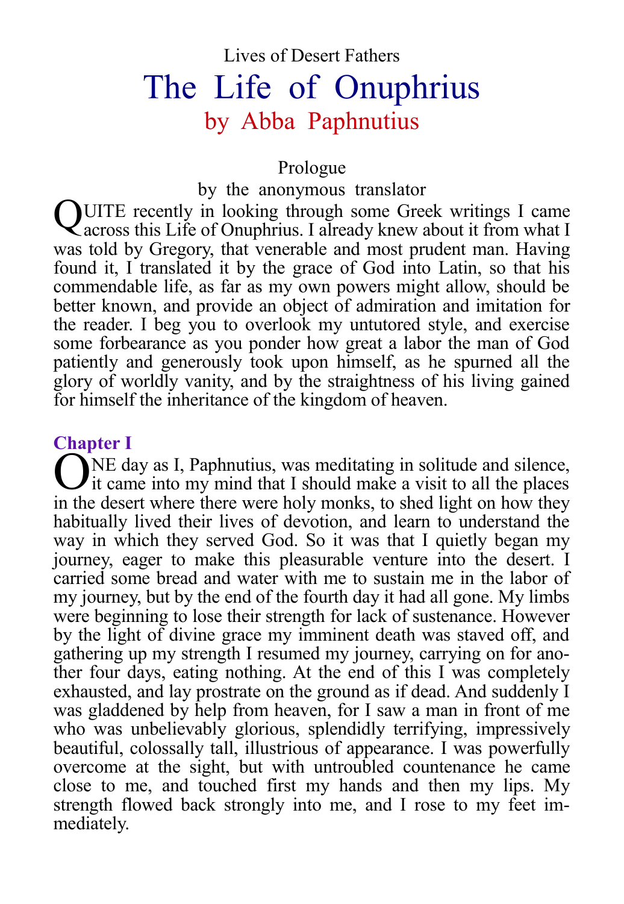Lives of Desert Fathers

# The Life of Onuphrius

## by Abba Paphnutius

### Prologue

by the anonymous translator

QUITE recently in looking through some Greek writings I came across this Life of Onuphrius. I already knew about it from what I was told by Gregory, that venerable and most prudent man. Having found it, I translated it by the grace of God into Latin, so that his commendable life, as far as my own powers might allow, should be better known, and provide an object of admiration and imitation for the reader. I beg you to overlook my untutored style, and exercise some forbearance as you ponder how great a labor the man of God patiently and generously took upon himself, as he spurned all the glory of worldly vanity, and by the straightness of his living gained for himself the inheritance of the kingdom of heaven.

### Chapter I

ONE day as I, Paphnutius, was meditating in solitude and silence, it came into my mind that I should make a visit to all the places in the desert where there were holy monks, to shed light on how they habitually lived their lives of devotion, and learn to understand the way in which they served God. So it was that I quietly began my journey, eager to make this pleasurable venture into the desert. I carried some bread and water with me to sustain me in the labor of my journey, but by the end of the fourth day it had all gone. My limbs were beginning to lose their strength for lack of sustenance. However by the light of divine grace my imminent death was staved off, and gathering up my strength I resumed my journey, carrying on for another four days, eating nothing. At the end of this I was completely exhausted, and lay prostrate on the ground as if dead. And suddenly I was gladdened by help from heaven, for I saw a man in front of me who was unbelievably glorious, splendidly terrifying, impressively beautiful, colossally tall, illustrious of appearance. I was powerfully overcome at the sight, but with untroubled countenance he came close to me, and touched first my hands and then my lips. My strength flowed back strongly into me, and I rose to my feet immediately.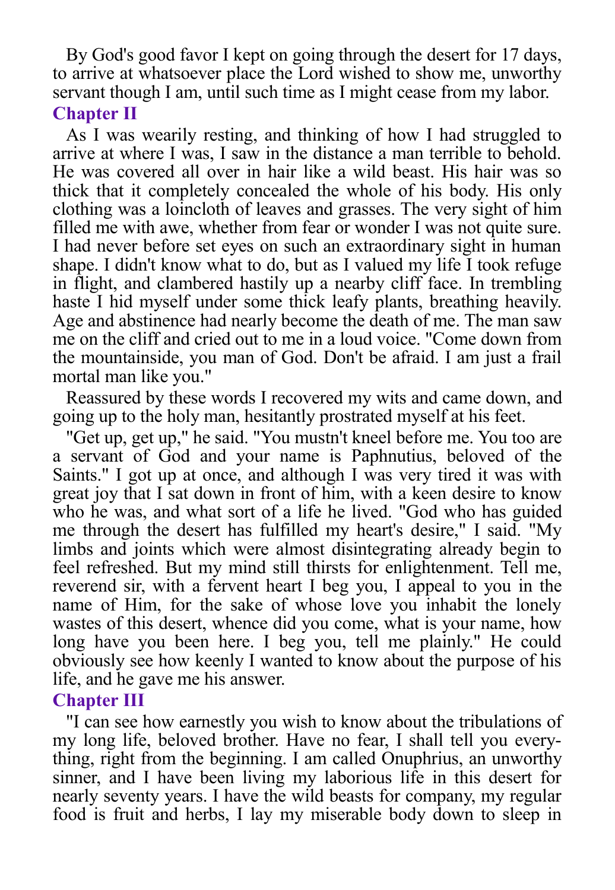By God's good favor I kept on going through the desert for 17 days, to arrive at whatsoever place the Lord wished to show me, unworthy servant though I am, until such time as I might cease from my labor.

## Chapter II

As I was wearily resting, and thinking of how I had struggled to arrive at where I was, I saw in the distance a man terrible to behold. He was covered all over in hair like a wild beast. His hair was so thick that it completely concealed the whole of his body. His only clothing was a loincloth of leaves and grasses. The very sight of him filled me with awe, whether from fear or wonder I was not quite sure. I had never before set eyes on such an extraordinary sight in human shape. I didn't know what to do, but as I valued my life I took refuge in flight, and clambered hastily up a nearby cliff face. In trembling haste I hid myself under some thick leafy plants, breathing heavily. Age and abstinence had nearly become the death of me. The man saw me on the cliff and cried out to me in a loud voice. "Come down from the mountainside, you man of God. Don't be afraid. I am just a frail mortal man like you."

Reassured by these words I recovered my wits and came down, and going up to the holy man, hesitantly prostrated myself at his feet.

"Get up, get up," he said. "You mustn't kneel before me. You too are a servant of God and your name is Paphnutius, beloved of the Saints." I got up at once, and although I was very tired it was with great joy that I sat down in front of him, with a keen desire to know who he was, and what sort of a life he lived. "God who has guided me through the desert has fulfilled my heart's desire," I said. "My limbs and joints which were almost disintegrating already begin to feel refreshed. But my mind still thirsts for enlightenment. Tell me, reverend sir, with a fervent heart I beg you, I appeal to you in the name of Him, for the sake of whose love you inhabit the lonely wastes of this desert, whence did you come, what is your name, how long have you been here. I beg you, tell me plainly." He could obviously see how keenly I wanted to know about the purpose of his life, and he gave me his answer.

## Chapter III

"I can see how earnestly you wish to know about the tribulations of my long life, beloved brother. Have no fear, I shall tell you everything, right from the beginning. I am called Onuphrius, an unworthy sinner, and I have been living my laborious life in this desert for nearly seventy years. I have the wild beasts for company, my regular food is fruit and herbs, I lay my miserable body down to sleep in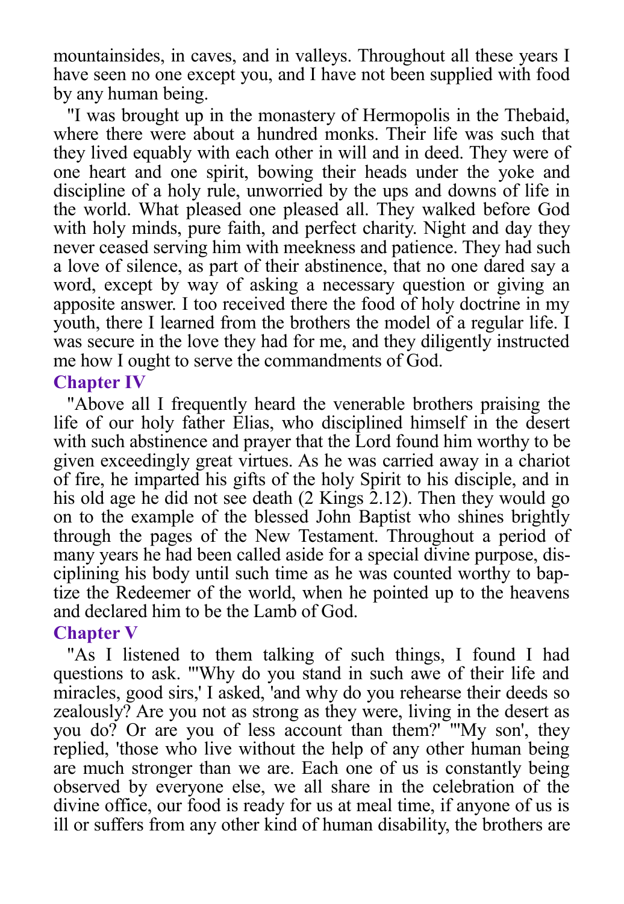mountainsides, in caves, and in valleys. Throughout all these years I have seen no one except you, and I have not been supplied with food by any human being.

"I was brought up in the monastery of Hermopolis in the Thebaid, where there were about a hundred monks. Their life was such that they lived equably with each other in will and in deed. They were of one heart and one spirit, bowing their heads under the yoke and discipline of a holy rule, unworried by the ups and downs of life in the world. What pleased one pleased all. They walked before God with holy minds, pure faith, and perfect charity. Night and day they never ceased serving him with meekness and patience. They had such a love of silence, as part of their abstinence, that no one dared say a word, except by way of asking a necessary question or giving an apposite answer. I too received there the food of holy doctrine in my youth, there I learned from the brothers the model of a regular life. I was secure in the love they had for me, and they diligently instructed me how I ought to serve the commandments of God.

## Chapter IV

"Above all I frequently heard the venerable brothers praising the life of our holy father Elias, who disciplined himself in the desert with such abstinence and prayer that the Lord found him worthy to be given exceedingly great virtues. As he was carried away in a chariot of fire, he imparted his gifts of the holy Spirit to his disciple, and in his old age he did not see death (2 Kings 2.12). Then they would go on to the example of the blessed John Baptist who shines brightly through the pages of the New Testament. Throughout a period of many years he had been called aside for a special divine purpose, disciplining his body until such time as he was counted worthy to baptize the Redeemer of the world, when he pointed up to the heavens and declared him to be the Lamb of God.

## Chapter V

"As I listened to them talking of such things, I found I had questions to ask. "'Why do you stand in such awe of their life and miracles, good sirs,' I asked, 'and why do you rehearse their deeds so zealously? Are you not as strong as they were, living in the desert as you do? Or are you of less account than them?' "'My son', they replied, 'those who live without the help of any other human being are much stronger than we are. Each one of us is constantly being observed by everyone else, we all share in the celebration of the divine office, our food is ready for us at meal time, if anyone of us is ill or suffers from any other kind of human disability, the brothers are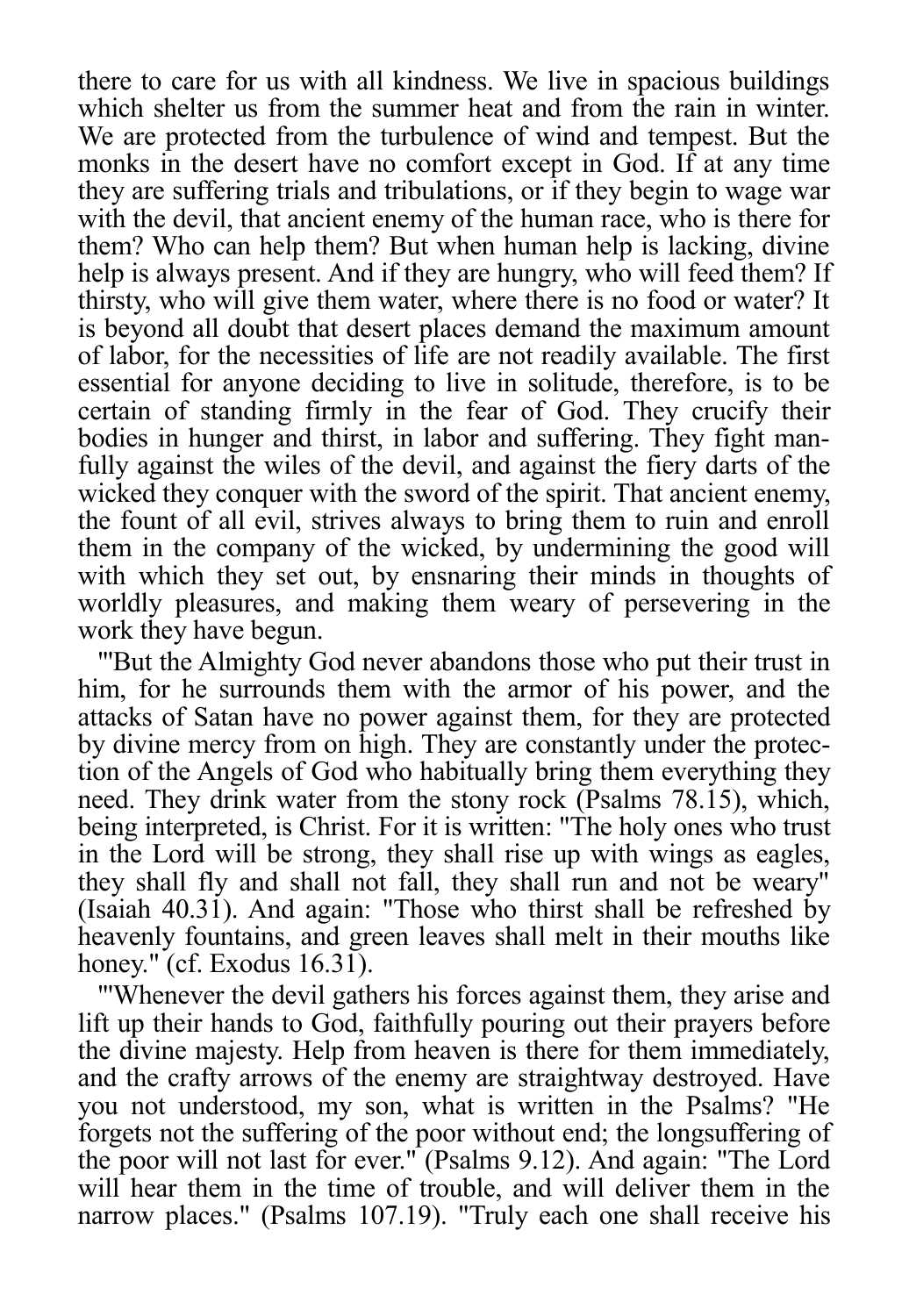there to care for us with all kindness. We live in spacious buildings which shelter us from the summer heat and from the rain in winter. We are protected from the turbulence of wind and tempest. But the monks in the desert have no comfort except in God. If at any time they are suffering trials and tribulations, or if they begin to wage war with the devil, that ancient enemy of the human race, who is there for them? Who can help them? But when human help is lacking, divine help is always present. And if they are hungry, who will feed them? If thirsty, who will give them water, where there is no food or water? It is beyond all doubt that desert places demand the maximum amount of labor, for the necessities of life are not readily available. The first essential for anyone deciding to live in solitude, therefore, is to be certain of standing firmly in the fear of God. They crucify their bodies in hunger and thirst, in labor and suffering. They fight manfully against the wiles of the devil, and against the fiery darts of the wicked they conquer with the sword of the spirit. That ancient enemy, the fount of all evil, strives always to bring them to ruin and enroll them in the company of the wicked, by undermining the good will with which they set out, by ensnaring their minds in thoughts of worldly pleasures, and making them weary of persevering in the work they have begun.

"'But the Almighty God never abandons those who put their trust in him, for he surrounds them with the armor of his power, and the attacks of Satan have no power against them, for they are protected by divine mercy from on high. They are constantly under the protection of the Angels of God who habitually bring them everything they need. They drink water from the stony rock (Psalms 78.15), which, being interpreted, is Christ. For it is written: "The holy ones who trust in the Lord will be strong, they shall rise up with wings as eagles, they shall fly and shall not fall, they shall run and not be weary" (Isaiah 40.31). And again: "Those who thirst shall be refreshed by heavenly fountains, and green leaves shall melt in their mouths like honey." (cf. Exodus 16.31).

"'Whenever the devil gathers his forces against them, they arise and lift up their hands to God, faithfully pouring out their prayers before the divine majesty. Help from heaven is there for them immediately, and the crafty arrows of the enemy are straightway destroyed. Have you not understood, my son, what is written in the Psalms? "He forgets not the suffering of the poor without end; the longsuffering of the poor will not last for ever." (Psalms 9.12). And again: "The Lord will hear them in the time of trouble, and will deliver them in the narrow places." (Psalms 107.19). "Truly each one shall receive his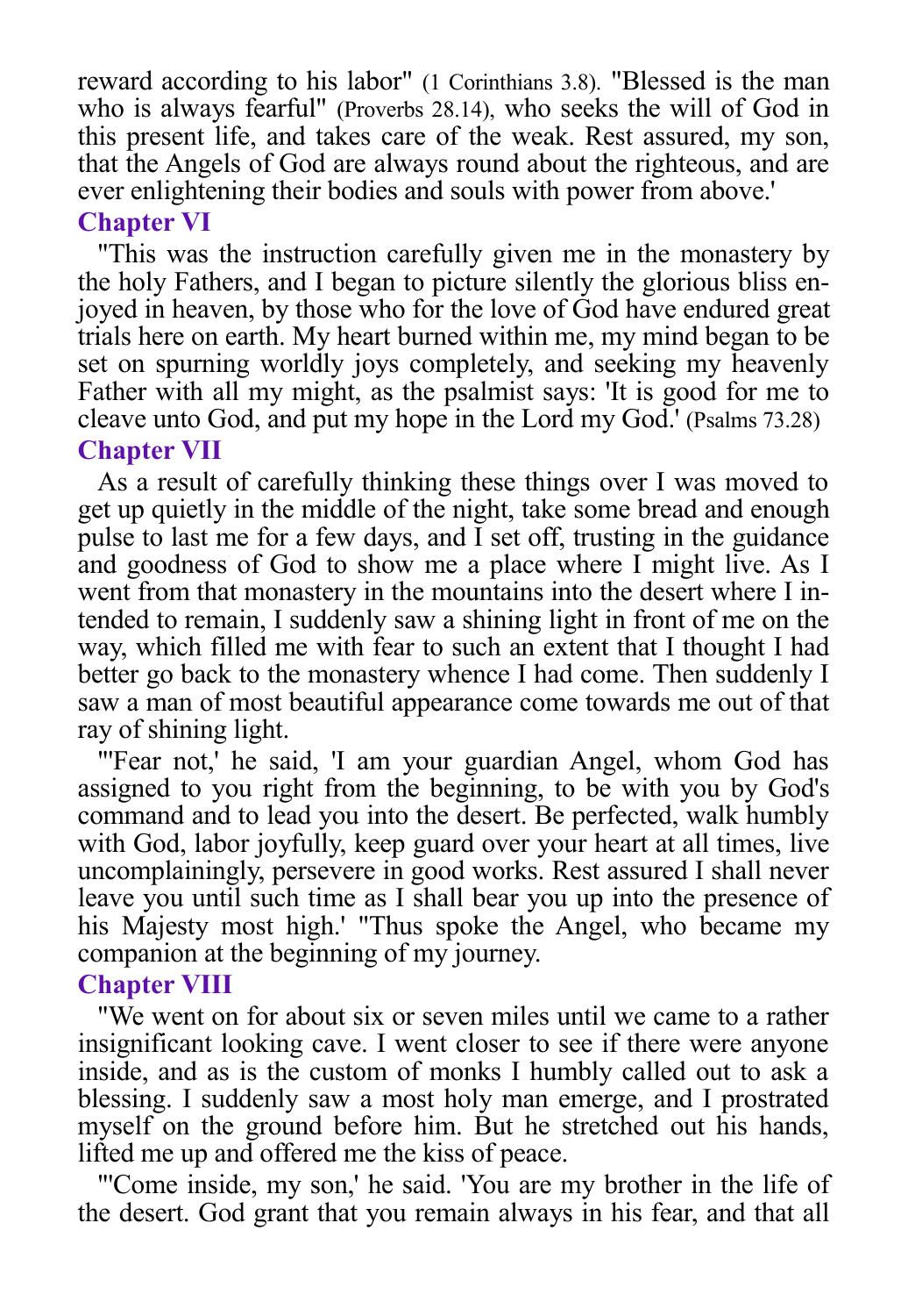reward according to his labor" (1 Corinthians 3.8). "Blessed is the man who is always fearful" (Proverbs 28.14), who seeks the will of God in this present life, and takes care of the weak. Rest assured, my son, that the Angels of God are always round about the righteous, and are ever enlightening their bodies and souls with power from above.'

## Chapter VI

"This was the instruction carefully given me in the monastery by the holy Fathers, and I began to picture silently the glorious bliss enjoyed in heaven, by those who for the love of God have endured great trials here on earth. My heart burned within me, my mind began to be set on spurning worldly joys completely, and seeking my heavenly Father with all my might, as the psalmist says: 'It is good for me to cleave unto God, and put my hope in the Lord my God.' (Psalms 73.28)

## Chapter VII

As a result of carefully thinking these things over I was moved to get up quietly in the middle of the night, take some bread and enough pulse to last me for a few days, and I set off, trusting in the guidance and goodness of God to show me a place where I might live. As I went from that monastery in the mountains into the desert where I intended to remain, I suddenly saw a shining light in front of me on the way, which filled me with fear to such an extent that I thought I had better go back to the monastery whence I had come. Then suddenly I saw a man of most beautiful appearance come towards me out of that ray of shining light.

"'Fear not,' he said, 'I am your guardian Angel, whom God has assigned to you right from the beginning, to be with you by God's command and to lead you into the desert. Be perfected, walk humbly with God, labor joyfully, keep guard over your heart at all times, live uncomplainingly, persevere in good works. Rest assured I shall never leave you until such time as I shall bear you up into the presence of his Majesty most high.' "Thus spoke the Angel, who became my companion at the beginning of my journey.

## Chapter VIII

"We went on for about six or seven miles until we came to a rather insignificant looking cave. I went closer to see if there were anyone inside, and as is the custom of monks I humbly called out to ask a blessing. I suddenly saw a most holy man emerge, and I prostrated myself on the ground before him. But he stretched out his hands, lifted me up and offered me the kiss of peace.

"'Come inside, my son,' he said. 'You are my brother in the life of the desert. God grant that you remain always in his fear, and that all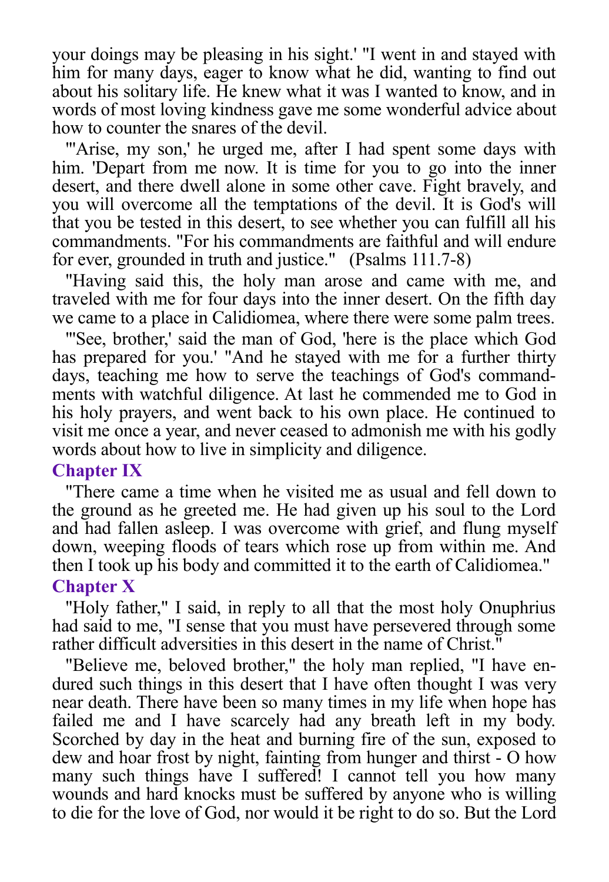your doings may be pleasing in his sight.' "I went in and stayed with him for many days, eager to know what he did, wanting to find out about his solitary life. He knew what it was I wanted to know, and in words of most loving kindness gave me some wonderful advice about how to counter the snares of the devil.

"'Arise, my son,' he urged me, after I had spent some days with him. 'Depart from me now. It is time for you to go into the inner desert, and there dwell alone in some other cave. Fight bravely, and you will overcome all the temptations of the devil. It is God's will that you be tested in this desert, to see whether you can fulfill all his commandments. "For his commandments are faithful and will endure for ever, grounded in truth and justice." (Psalms 111.7-8)

"Having said this, the holy man arose and came with me, and traveled with me for four days into the inner desert. On the fifth day we came to a place in Calidiomea, where there were some palm trees.

"'See, brother,' said the man of God, 'here is the place which God has prepared for you.' "And he stayed with me for a further thirty days, teaching me how to serve the teachings of God's commandments with watchful diligence. At last he commended me to God in his holy prayers, and went back to his own place. He continued to visit me once a year, and never ceased to admonish me with his godly words about how to live in simplicity and diligence.

## Chapter IX

"There came a time when he visited me as usual and fell down to the ground as he greeted me. He had given up his soul to the Lord and had fallen asleep. I was overcome with grief, and flung myself down, weeping floods of tears which rose up from within me. And then I took up his body and committed it to the earth of Calidiomea."

## Chapter X

"Holy father," I said, in reply to all that the most holy Onuphrius had said to me, "I sense that you must have persevered through some rather difficult adversities in this desert in the name of Christ."

"Believe me, beloved brother," the holy man replied, "I have endured such things in this desert that I have often thought I was very near death. There have been so many times in my life when hope has failed me and I have scarcely had any breath left in my body. Scorched by day in the heat and burning fire of the sun, exposed to dew and hoar frost by night, fainting from hunger and thirst - O how many such things have I suffered! I cannot tell you how many wounds and hard knocks must be suffered by anyone who is willing to die for the love of God, nor would it be right to do so. But the Lord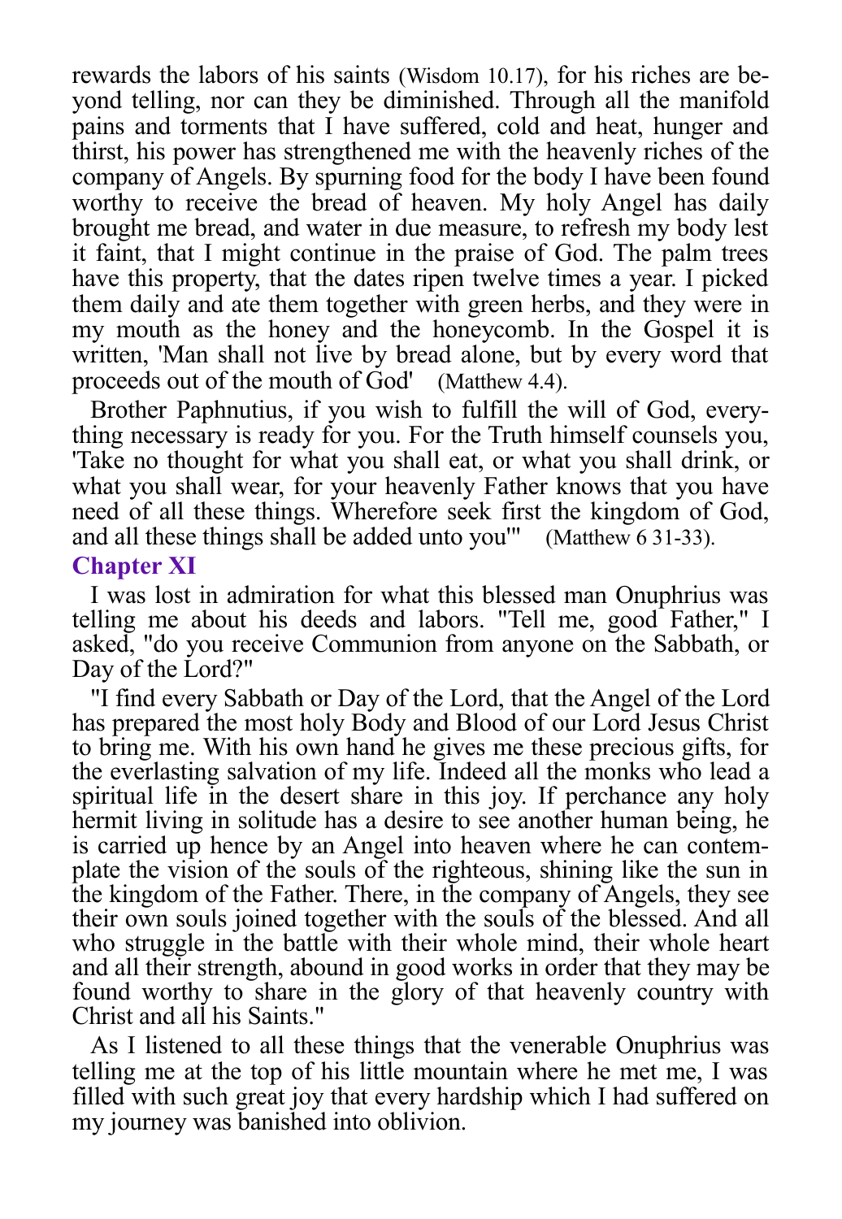rewards the labors of his saints (Wisdom 10.17), for his riches are beyond telling, nor can they be diminished. Through all the manifold pains and torments that I have suffered, cold and heat, hunger and thirst, his power has strengthened me with the heavenly riches of the company of Angels. By spurning food for the body I have been found worthy to receive the bread of heaven. My holy Angel has daily brought me bread, and water in due measure, to refresh my body lest it faint, that I might continue in the praise of God. The palm trees have this property, that the dates ripen twelve times a year. I picked them daily and ate them together with green herbs, and they were in my mouth as the honey and the honeycomb. In the Gospel it is written, 'Man shall not live by bread alone, but by every word that proceeds out of the mouth of God' (Matthew 4.4).

Brother Paphnutius, if you wish to fulfill the will of God, everything necessary is ready for you. For the Truth himself counsels you, 'Take no thought for what you shall eat, or what you shall drink, or what you shall wear, for your heavenly Father knows that you have need of all these things. Wherefore seek first the kingdom of God, and all these things shall be added unto you'" (Matthew 6 31-33).

## Chapter XI

I was lost in admiration for what this blessed man Onuphrius was telling me about his deeds and labors. "Tell me, good Father," I asked, "do you receive Communion from anyone on the Sabbath, or Day of the Lord?"

"I find every Sabbath or Day of the Lord, that the Angel of the Lord has prepared the most holy Body and Blood of our Lord Jesus Christ to bring me. With his own hand he gives me these precious gifts, for the everlasting salvation of my life. Indeed all the monks who lead a spiritual life in the desert share in this joy. If perchance any holy hermit living in solitude has a desire to see another human being, he is carried up hence by an Angel into heaven where he can contemplate the vision of the souls of the righteous, shining like the sun in the kingdom of the Father. There, in the company of Angels, they see their own souls joined together with the souls of the blessed. And all who struggle in the battle with their whole mind, their whole heart and all their strength, abound in good works in order that they may be found worthy to share in the glory of that heavenly country with Christ and all his Saints."

As I listened to all these things that the venerable Onuphrius was telling me at the top of his little mountain where he met me, I was filled with such great joy that every hardship which I had suffered on my journey was banished into oblivion.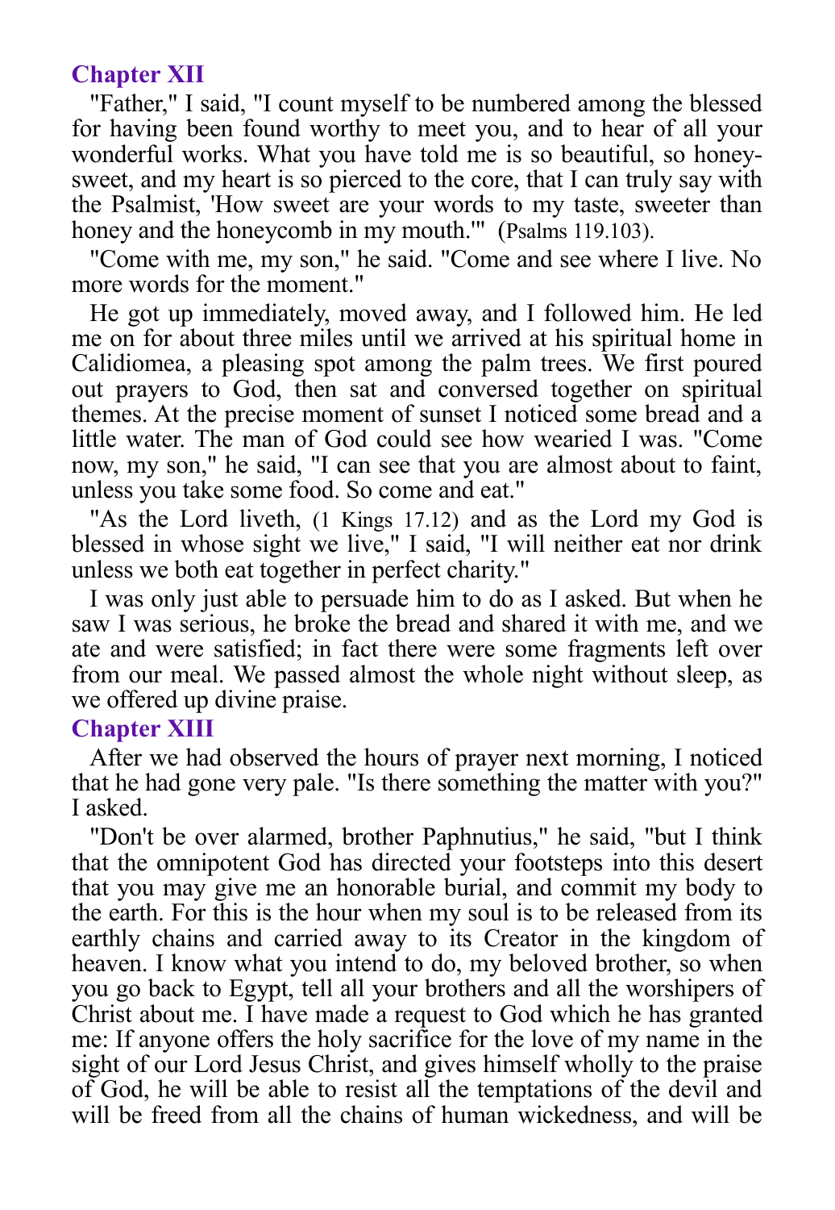## Chapter XII

"Father," I said, "I count myself to be numbered among the blessed for having been found worthy to meet you, and to hear of all your wonderful works. What you have told me is so beautiful, so honey-sweet, and my heart is so pierced to the core, that I can truly say with the Psalmist, 'How sweet are your words to my taste, sweeter than honey and the honeycomb in my mouth.'" (Psalms 119.103).

"Come with me, my son," he said. "Come and see where I live. No more words for the moment."

He got up immediately, moved away, and I followed him. He led me on for about three miles until we arrived at his spiritual home in Calidiomea, a pleasing spot among the palm trees. We first poured out prayers to God, then sat and conversed together on spiritual themes. At the precise moment of sunset I noticed some bread and a little water. The man of God could see how wearied I was. "Come now, my son," he said, "I can see that you are almost about to faint, unless you take some food. So come and eat."

"As the Lord liveth, (1 Kings 17.12) and as the Lord my God is blessed in whose sight we live," I said, "I will neither eat nor drink unless we both eat together in perfect charity."

I was only just able to persuade him to do as I asked. But when he saw I was serious, he broke the bread and shared it with me, and we ate and were satisfied; in fact there were some fragments left over from our meal. We passed almost the whole night without sleep, as we offered up divine praise.

## Chapter XIII

After we had observed the hours of prayer next morning, I noticed that he had gone very pale. "Is there something the matter with you?" I asked.

"Don't be over alarmed, brother Paphnutius," he said, "but I think that the omnipotent God has directed your footsteps into this desert that you may give me an honorable burial, and commit my body to the earth. For this is the hour when my soul is to be released from its earthly chains and carried away to its Creator in the kingdom of heaven. I know what you intend to do, my beloved brother, so when you go back to Egypt, tell all your brothers and all the worshipers of Christ about me. I have made a request to God which he has granted me: If anyone offers the holy sacrifice for the love of my name in the sight of our Lord Jesus Christ, and gives himself wholly to the praise of God, he will be able to resist all the temptations of the devil and will be freed from all the chains of human wickedness, and will be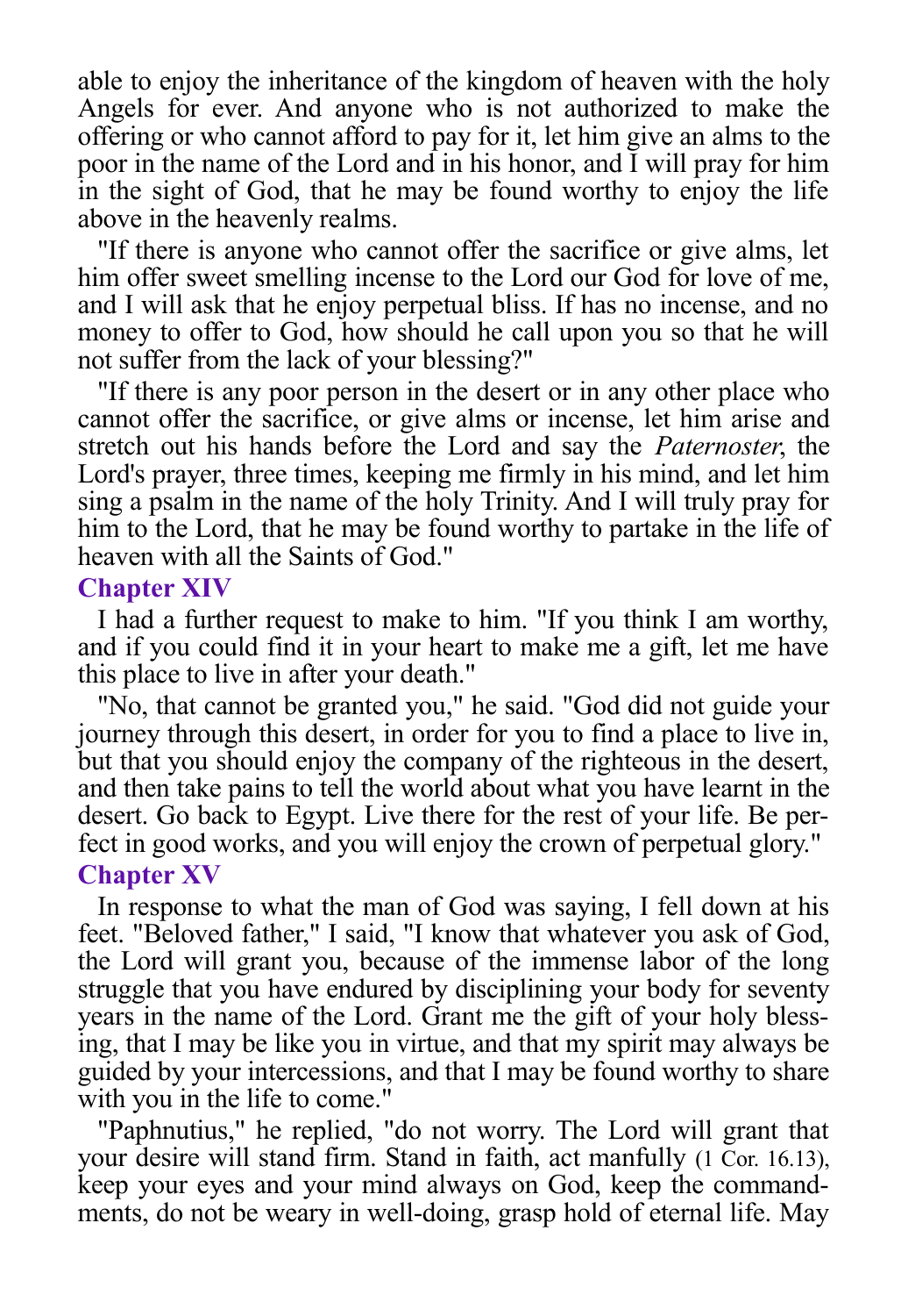able to enjoy the inheritance of the kingdom of heaven with the holy Angels for ever. And anyone who is not authorized to make the offering or who cannot afford to pay for it, let him give an alms to the poor in the name of the Lord and in his honor, and I will pray for him in the sight of God, that he may be found worthy to enjoy the life above in the heavenly realms.

"If there is anyone who cannot offer the sacrifice or give alms, let him offer sweet smelling incense to the Lord our God for love of me, and I will ask that he enjoy perpetual bliss. If has no incense, and no money to offer to God, how should he call upon you so that he will not suffer from the lack of your blessing?"

"If there is any poor person in the desert or in any other place who cannot offer the sacrifice, or give alms or incense, let him arise and stretch out his hands before the Lord and say the *Paternoster*, the Lord's prayer, three times, keeping me firmly in his mind, and let him sing a psalm in the name of the holy Trinity. And I will truly pray for him to the Lord, that he may be found worthy to partake in the life of heaven with all the Saints of God."

## Chapter XIV

I had a further request to make to him. "If you think I am worthy, and if you could find it in your heart to make me a gift, let me have this place to live in after your death."

"No, that cannot be granted you," he said. "God did not guide your journey through this desert, in order for you to find a place to live in, but that you should enjoy the company of the righteous in the desert, and then take pains to tell the world about what you have learnt in the desert. Go back to Egypt. Live there for the rest of your life. Be perfect in good works, and you will enjoy the crown of perpetual glory."

## Chapter XV

In response to what the man of God was saying, I fell down at his feet. "Beloved father," I said, "I know that whatever you ask of God, the Lord will grant you, because of the immense labor of the long struggle that you have endured by disciplining your body for seventy years in the name of the Lord. Grant me the gift of your holy blessing, that I may be like you in virtue, and that my spirit may always be guided by your intercessions, and that I may be found worthy to share with you in the life to come."

"Paphnutius," he replied, "do not worry. The Lord will grant that your desire will stand firm. Stand in faith, act manfully (1 Cor. 16.13), keep your eyes and your mind always on God, keep the commandments, do not be weary in well-doing, grasp hold of eternal life. May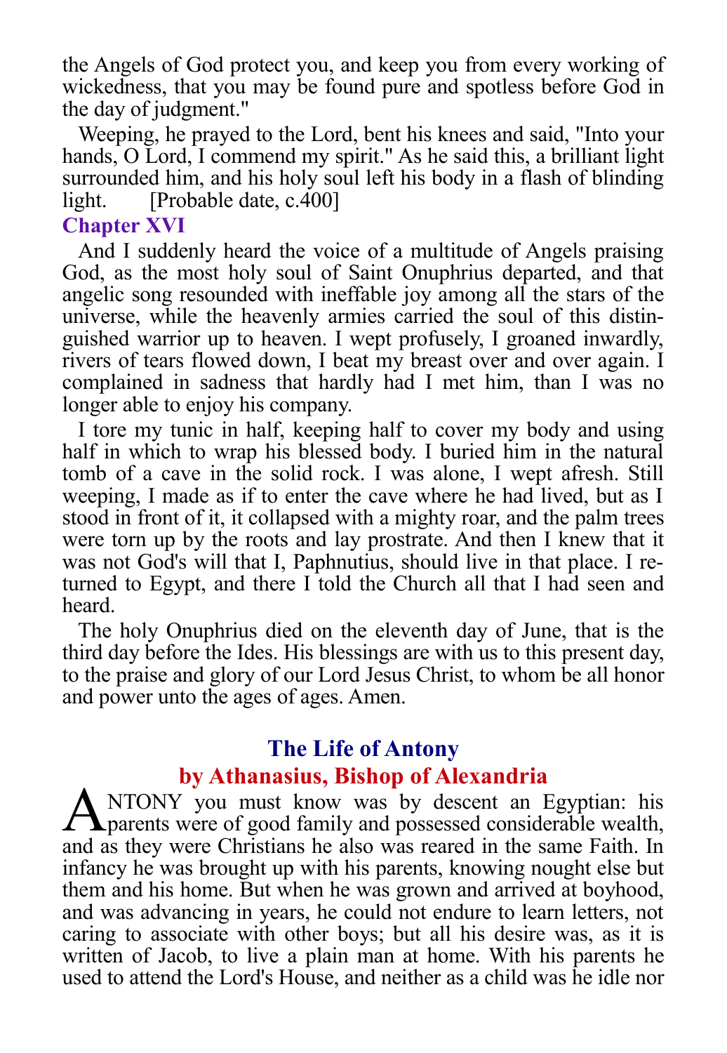the Angels of God protect you, and keep you from every working of wickedness, that you may be found pure and spotless before God in the day of judgment."

Weeping, he prayed to the Lord, bent his knees and said, "Into your hands, O Lord, I commend my spirit." As he said this, a brilliant light surrounded him, and his holy soul left his body in a flash of blinding light. [Probable date, c.400]

## Chapter XVI

And I suddenly heard the voice of a multitude of Angels praising God, as the most holy soul of Saint Onuphrius departed, and that angelic song resounded with ineffable joy among all the stars of the universe, while the heavenly armies carried the soul of this distinguished warrior up to heaven. I wept profusely, I groaned inwardly, rivers of tears flowed down, I beat my breast over and over again. I complained in sadness that hardly had I met him, than I was no longer able to enjoy his company.

I tore my tunic in half, keeping half to cover my body and using half in which to wrap his blessed body. I buried him in the natural tomb of a cave in the solid rock. I was alone, I wept afresh. Still weeping, I made as if to enter the cave where he had lived, but as I stood in front of it, it collapsed with a mighty roar, and the palm trees were torn up by the roots and lay prostrate. And then I knew that it was not God's will that I, Paphnutius, should live in that place. I returned to Egypt, and there I told the Church all that I had seen and heard.

The holy Onuphrius died on the eleventh day of June, that is the third day before the Ides. His blessings are with us to this present day, to the praise and glory of our Lord Jesus Christ, to whom be all honor and power unto the ages of ages. Amen.

# The Life of Antony

## by Athanasius, Bishop of Alexandria

ANTONY you must know was by descent an Egyptian: his parents were of good family and possessed considerable wealth, and as they were Christians he also was reared in the same Faith. In infancy he was brought up with his parents, knowing nought else but them and his home. But when he was grown and arrived at boyhood, and was advancing in years, he could not endure to learn letters, not caring to associate with other boys; but all his desire was, as it is written of Jacob, to live a plain man at home. With his parents he used to attend the Lord's House, and neither as a child was he idle nor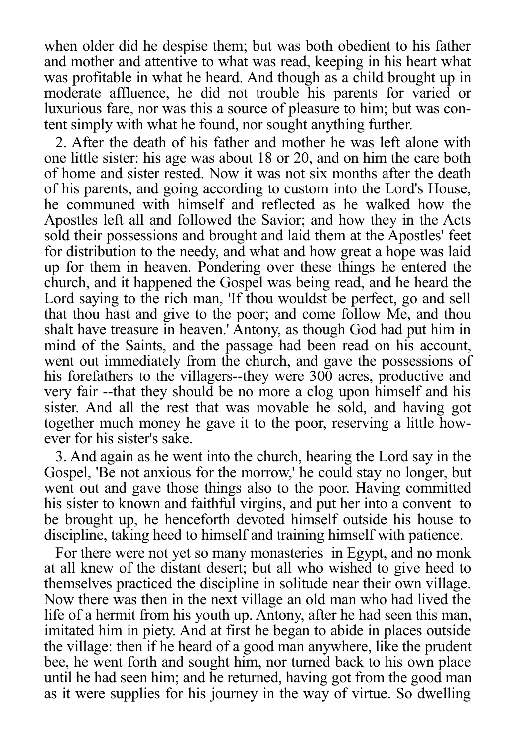when older did he despise them; but was both obedient to his father and mother and attentive to what was read, keeping in his heart what was profitable in what he heard. And though as a child brought up in moderate affluence, he did not trouble his parents for varied or luxurious fare, nor was this a source of pleasure to him; but was content simply with what he found, nor sought anything further.

2. After the death of his father and mother he was left alone with one little sister: his age was about 18 or 20, and on him the care both of home and sister rested. Now it was not six months after the death of his parents, and going according to custom into the Lord's House, he communed with himself and reflected as he walked how the Apostles left all and followed the Savior; and how they in the Acts sold their possessions and brought and laid them at the Apostles' feet for distribution to the needy, and what and how great a hope was laid up for them in heaven. Pondering over these things he entered the church, and it happened the Gospel was being read, and he heard the Lord saying to the rich man, 'If thou wouldst be perfect, go and sell that thou hast and give to the poor; and come follow Me, and thou shalt have treasure in heaven.' Antony, as though God had put him in mind of the Saints, and the passage had been read on his account, went out immediately from the church, and gave the possessions of his forefathers to the villagers--they were 300 acres, productive and very fair --that they should be no more a clog upon himself and his sister. And all the rest that was movable he sold, and having got together much money he gave it to the poor, reserving a little however for his sister's sake.

3. And again as he went into the church, hearing the Lord say in the Gospel, 'Be not anxious for the morrow,' he could stay no longer, but went out and gave those things also to the poor. Having committed his sister to known and faithful virgins, and put her into a convent to be brought up, he henceforth devoted himself outside his house to discipline, taking heed to himself and training himself with patience.

For there were not yet so many monasteries in Egypt, and no monk at all knew of the distant desert; but all who wished to give heed to themselves practiced the discipline in solitude near their own village. Now there was then in the next village an old man who had lived the life of a hermit from his youth up. Antony, after he had seen this man, imitated him in piety. And at first he began to abide in places outside the village: then if he heard of a good man anywhere, like the prudent bee, he went forth and sought him, nor turned back to his own place until he had seen him; and he returned, having got from the good man as it were supplies for his journey in the way of virtue. So dwelling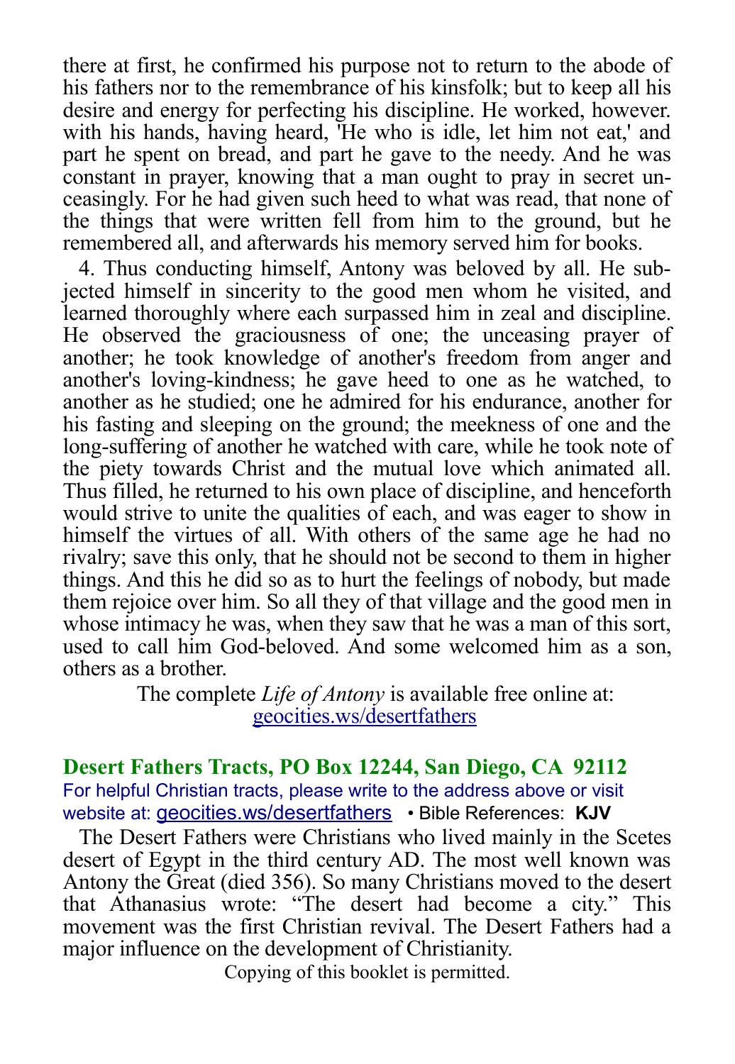there at first, he confirmed his purpose not to return to the abode of his fathers nor to the remembrance of his kinsfolk; but to keep all his desire and energy for perfecting his discipline. He worked, however. with his hands, having heard, 'He who is idle, let him not eat,' and part he spent on bread, and part he gave to the needy. And he was constant in prayer, knowing that a man ought to pray in secret unceasingly. For he had given such heed to what was read, that none of the things that were written fell from him to the ground, but he remembered all, and afterwards his memory served him for books.

4. Thus conducting himself, Antony was beloved by all. He subjected himself in sincerity to the good men whom he visited, and learned thoroughly where each surpassed him in zeal and discipline. He observed the graciousness of one; the unceasing prayer of another; he took knowledge of another's freedom from anger and another's loving-kindness; he gave heed to one as he watched, to another as he studied; one he admired for his endurance, another for his fasting and sleeping on the ground; the meekness of one and the long-suffering of another he watched with care, while he took note of the piety towards Christ and the mutual love which animated all. Thus filled, he returned to his own place of discipline, and henceforth would strive to unite the qualities of each, and was eager to show in himself the virtues of all. With others of the same age he had no rivalry; save this only, that he should not be second to them in higher things. And this he did so as to hurt the feelings of nobody, but made them rejoice over him. So all they of that village and the good men in whose intimacy he was, when they saw that he was a man of this sort, used to call him God-beloved. And some welcomed him as a son, others as a brother.

The complete *Life of Antony* is available free online at: geocities.ws/desertfathers

**Desert Fathers Tracts, PO Box 12244, San Diego, CA 92112**

For helpful Christian tracts, please write to the address above or visit website at: geocities.ws/desertfathers • Bible References: **KJV**

The Desert Fathers were Christians who lived mainly in the Scetes desert of Egypt in the third century AD. The most well known was Antony the Great (died 356). So many Christians moved to the desert that Athanasius wrote: "The desert had become a city." This movement was the first Christian revival. The Desert Fathers had a major influence on the development of Christianity.

Copying of this booklet is permitted.